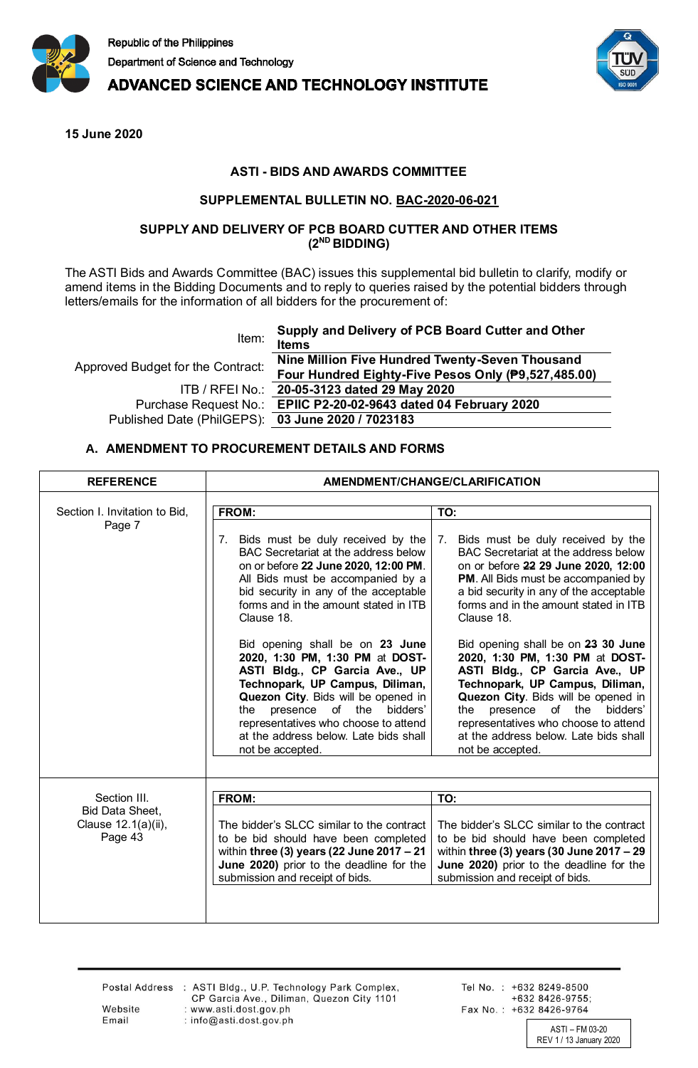Republic of the Philippines
Department of Science and Technology
**ADVANCED SCIENCE AND TECHNOLOGY INSTITUTE**

**15 June 2020**

**ASTI - BIDS AND AWARDS COMMITTEE**

**SUPPLEMENTAL BULLETIN NO. BAC-2020-06-021**

**SUPPLY AND DELIVERY OF PCB BOARD CUTTER AND OTHER ITEMS (2ND BIDDING)**

The ASTI Bids and Awards Committee (BAC) issues this supplemental bid bulletin to clarify, modify or amend items in the Bidding Documents and to reply to queries raised by the potential bidders through letters/emails for the information of all bidders for the procurement of:

| | |
|---|---|
| Item: | **Supply and Delivery of PCB Board Cutter and Other Items** |
| Approved Budget for the Contract: | **Nine Million Five Hundred Twenty-Seven Thousand Four Hundred Eighty-Five Pesos Only (₱9,527,485.00)** |
| ITB / RFEI No.: | **20-05-3123 dated 29 May 2020** |
| Purchase Request No.: | **EPIIC P2-20-02-9643 dated 04 February 2020** |
| Published Date (PhilGEPS): | **03 June 2020 / 7023183** |

## A. AMENDMENT TO PROCUREMENT DETAILS AND FORMS

| REFERENCE | AMENDMENT/CHANGE/CLARIFICATION – FROM: | AMENDMENT/CHANGE/CLARIFICATION – TO: |
|---|---|---|
| Section I. Invitation to Bid, Page 7 | 7. Bids must be duly received by the BAC Secretariat at the address below on or before **22 June 2020, 12:00 PM**. All Bids must be accompanied by a bid security in any of the acceptable forms and in the amount stated in ITB Clause 18.<br><br>Bid opening shall be on **23 June 2020, 1:30 PM, 1:30 PM** at **DOST-ASTI Bldg., CP Garcia Ave., UP Technopark, UP Campus, Diliman, Quezon City**. Bids will be opened in the presence of the bidders' representatives who choose to attend at the address below. Late bids shall not be accepted. | 7. Bids must be duly received by the BAC Secretariat at the address below on or before ~~**22**~~ **29 June 2020, 12:00 PM**. All Bids must be accompanied by a bid security in any of the acceptable forms and in the amount stated in ITB Clause 18.<br><br>Bid opening shall be on ~~**23**~~ **30 June 2020, 1:30 PM, 1:30 PM** at **DOST-ASTI Bldg., CP Garcia Ave., UP Technopark, UP Campus, Diliman, Quezon City**. Bids will be opened in the presence of the bidders' representatives who choose to attend at the address below. Late bids shall not be accepted. |
| Section III. Bid Data Sheet, Clause 12.1(a)(ii), Page 43 | The bidder's SLCC similar to the contract to be bid should have been completed within **three (3) years (22 June 2017 – 21 June 2020)** prior to the deadline for the submission and receipt of bids. | The bidder's SLCC similar to the contract to be bid should have been completed within **three (3) years (30 June 2017 – 29 June 2020)** prior to the deadline for the submission and receipt of bids. |

Postal Address : ASTI Bldg., U.P. Technology Park Complex, CP Garcia Ave., Diliman, Quezon City 1101
Website : www.asti.dost.gov.ph
Email : info@asti.dost.gov.ph
Tel No. : +632 8249-8500, +632 8426-9755;
Fax No. : +632 8426-9764

ASTI – FM 03-20
REV 1 / 13 January 2020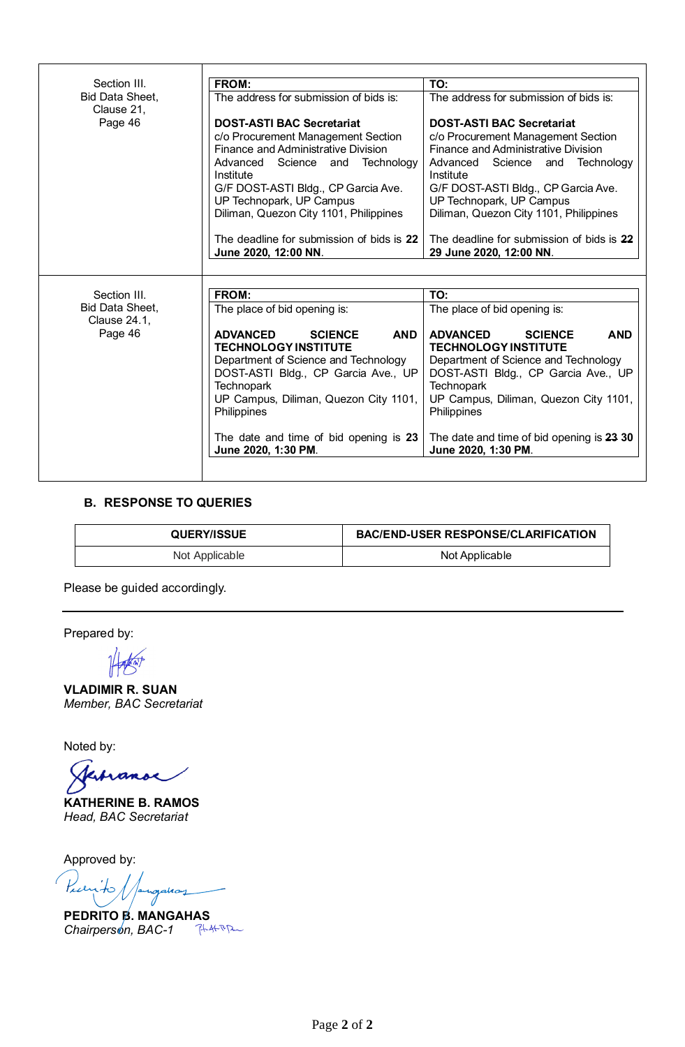| | | |
|---|---|---|
| Section III.<br>Bid Data Sheet,<br>Clause 21,<br>Page 46 | **FROM:**<br>The address for submission of bids is:<br><br>**DOST-ASTI BAC Secretariat**<br>c/o Procurement Management Section<br>Finance and Administrative Division<br>Advanced Science and Technology Institute<br>G/F DOST-ASTI Bldg., CP Garcia Ave.<br>UP Technopark, UP Campus<br>Diliman, Quezon City 1101, Philippines<br><br>The deadline for submission of bids is **22 June 2020, 12:00 NN**. | **TO:**<br>The address for submission of bids is:<br><br>**DOST-ASTI BAC Secretariat**<br>c/o Procurement Management Section<br>Finance and Administrative Division<br>Advanced Science and Technology Institute<br>G/F DOST-ASTI Bldg., CP Garcia Ave.<br>UP Technopark, UP Campus<br>Diliman, Quezon City 1101, Philippines<br><br>The deadline for submission of bids is ~~**22**~~ **29 June 2020, 12:00 NN**. |
| Section III.<br>Bid Data Sheet,<br>Clause 24.1,<br>Page 46 | **FROM:**<br>The place of bid opening is:<br><br>**ADVANCED SCIENCE AND TECHNOLOGY INSTITUTE**<br>Department of Science and Technology<br>DOST-ASTI Bldg., CP Garcia Ave., UP Technopark<br>UP Campus, Diliman, Quezon City 1101, Philippines<br><br>The date and time of bid opening is **23 June 2020, 1:30 PM**. | **TO:**<br>The place of bid opening is:<br><br>**ADVANCED SCIENCE AND TECHNOLOGY INSTITUTE**<br>Department of Science and Technology<br>DOST-ASTI Bldg., CP Garcia Ave., UP Technopark<br>UP Campus, Diliman, Quezon City 1101, Philippines<br><br>The date and time of bid opening is ~~**23**~~ **30 June 2020, 1:30 PM**. |

## B. RESPONSE TO QUERIES

| QUERY/ISSUE | BAC/END-USER RESPONSE/CLARIFICATION |
|---|---|
| Not Applicable | Not Applicable |

Please be guided accordingly.

---

Prepared by:

**VLADIMIR R. SUAN**
*Member, BAC Secretariat*

Noted by:

**KATHERINE B. RAMOS**
*Head, BAC Secretariat*

Approved by:

**PEDRITO B. MANGAHAS**
*Chairperson, BAC-1*